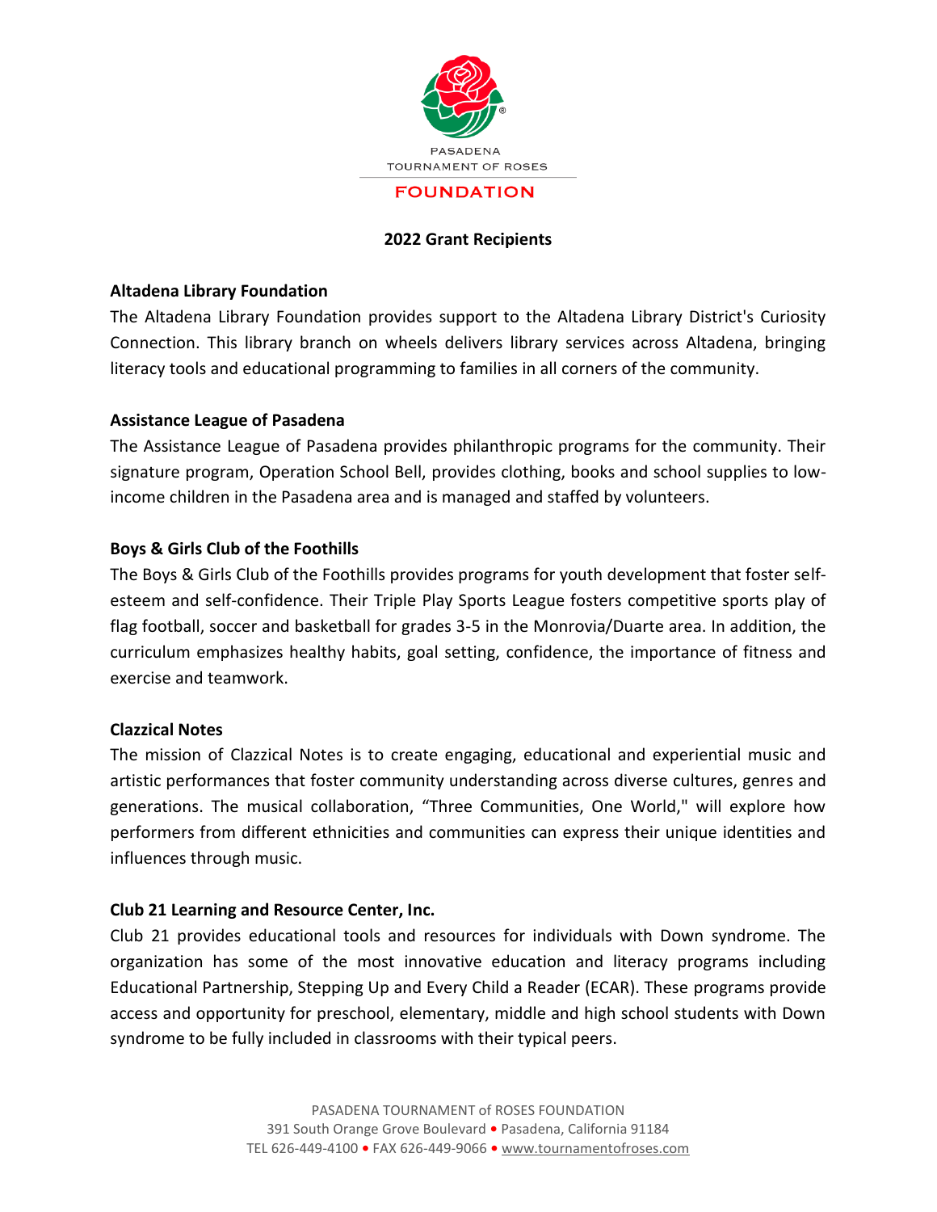PASADENA
TOURNAMENT OF ROSES

**FOUNDATION**

# 2022 Grant Recipients

**Altadena Library Foundation**

The Altadena Library Foundation provides support to the Altadena Library District's Curiosity Connection. This library branch on wheels delivers library services across Altadena, bringing literacy tools and educational programming to families in all corners of the community.

**Assistance League of Pasadena**

The Assistance League of Pasadena provides philanthropic programs for the community. Their signature program, Operation School Bell, provides clothing, books and school supplies to low-income children in the Pasadena area and is managed and staffed by volunteers.

**Boys & Girls Club of the Foothills**

The Boys & Girls Club of the Foothills provides programs for youth development that foster self-esteem and self-confidence. Their Triple Play Sports League fosters competitive sports play of flag football, soccer and basketball for grades 3-5 in the Monrovia/Duarte area. In addition, the curriculum emphasizes healthy habits, goal setting, confidence, the importance of fitness and exercise and teamwork.

**Clazzical Notes**

The mission of Clazzical Notes is to create engaging, educational and experiential music and artistic performances that foster community understanding across diverse cultures, genres and generations. The musical collaboration, "Three Communities, One World," will explore how performers from different ethnicities and communities can express their unique identities and influences through music.

**Club 21 Learning and Resource Center, Inc.**

Club 21 provides educational tools and resources for individuals with Down syndrome. The organization has some of the most innovative education and literacy programs including Educational Partnership, Stepping Up and Every Child a Reader (ECAR). These programs provide access and opportunity for preschool, elementary, middle and high school students with Down syndrome to be fully included in classrooms with their typical peers.

PASADENA TOURNAMENT of ROSES FOUNDATION
391 South Orange Grove Boulevard • Pasadena, California 91184
TEL 626-449-4100 • FAX 626-449-9066 • www.tournamentofroses.com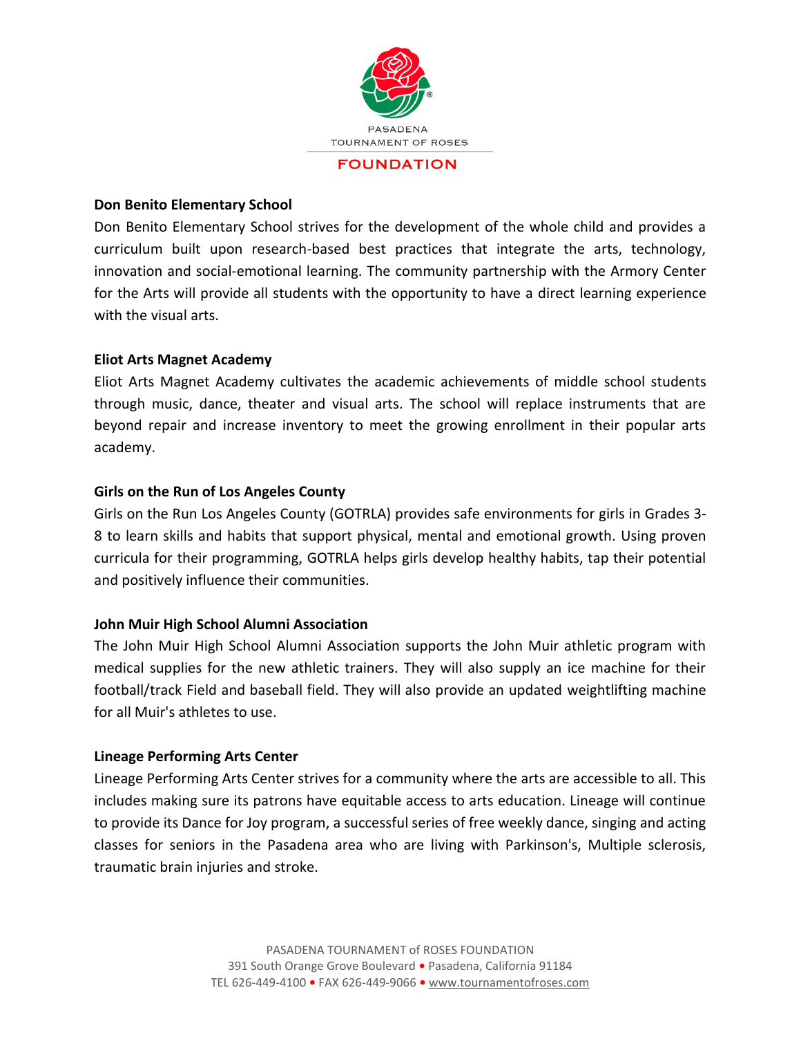**Don Benito Elementary School**

Don Benito Elementary School strives for the development of the whole child and provides a curriculum built upon research-based best practices that integrate the arts, technology, innovation and social-emotional learning. The community partnership with the Armory Center for the Arts will provide all students with the opportunity to have a direct learning experience with the visual arts.

**Eliot Arts Magnet Academy**

Eliot Arts Magnet Academy cultivates the academic achievements of middle school students through music, dance, theater and visual arts. The school will replace instruments that are beyond repair and increase inventory to meet the growing enrollment in their popular arts academy.

**Girls on the Run of Los Angeles County**

Girls on the Run Los Angeles County (GOTRLA) provides safe environments for girls in Grades 3-8 to learn skills and habits that support physical, mental and emotional growth. Using proven curricula for their programming, GOTRLA helps girls develop healthy habits, tap their potential and positively influence their communities.

**John Muir High School Alumni Association**

The John Muir High School Alumni Association supports the John Muir athletic program with medical supplies for the new athletic trainers. They will also supply an ice machine for their football/track Field and baseball field. They will also provide an updated weightlifting machine for all Muir's athletes to use.

**Lineage Performing Arts Center**

Lineage Performing Arts Center strives for a community where the arts are accessible to all. This includes making sure its patrons have equitable access to arts education. Lineage will continue to provide its Dance for Joy program, a successful series of free weekly dance, singing and acting classes for seniors in the Pasadena area who are living with Parkinson's, Multiple sclerosis, traumatic brain injuries and stroke.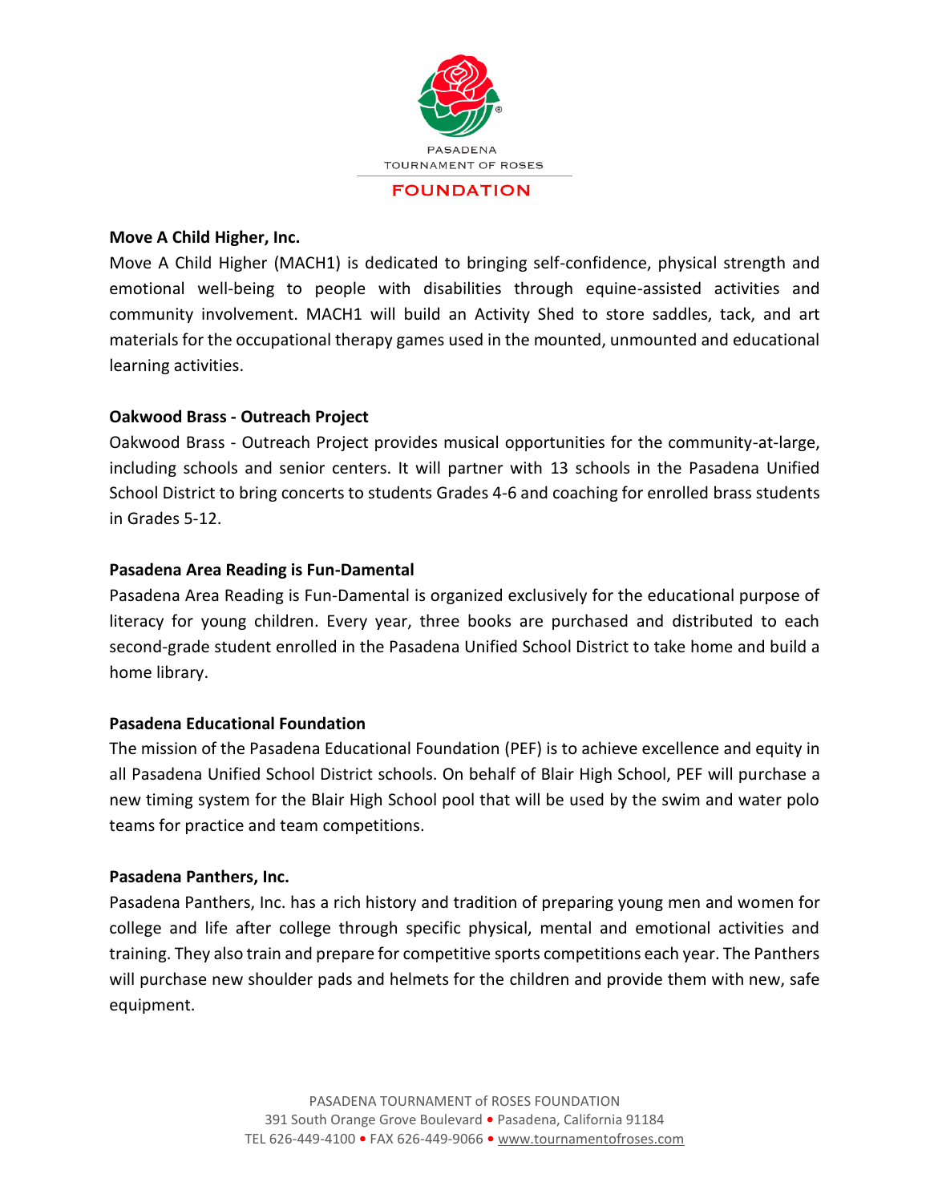**Move A Child Higher, Inc.**

Move A Child Higher (MACH1) is dedicated to bringing self-confidence, physical strength and emotional well-being to people with disabilities through equine-assisted activities and community involvement. MACH1 will build an Activity Shed to store saddles, tack, and art materials for the occupational therapy games used in the mounted, unmounted and educational learning activities.

**Oakwood Brass - Outreach Project**

Oakwood Brass - Outreach Project provides musical opportunities for the community-at-large, including schools and senior centers. It will partner with 13 schools in the Pasadena Unified School District to bring concerts to students Grades 4-6 and coaching for enrolled brass students in Grades 5-12.

**Pasadena Area Reading is Fun-Damental**

Pasadena Area Reading is Fun-Damental is organized exclusively for the educational purpose of literacy for young children. Every year, three books are purchased and distributed to each second-grade student enrolled in the Pasadena Unified School District to take home and build a home library.

**Pasadena Educational Foundation**

The mission of the Pasadena Educational Foundation (PEF) is to achieve excellence and equity in all Pasadena Unified School District schools. On behalf of Blair High School, PEF will purchase a new timing system for the Blair High School pool that will be used by the swim and water polo teams for practice and team competitions.

**Pasadena Panthers, Inc.**

Pasadena Panthers, Inc. has a rich history and tradition of preparing young men and women for college and life after college through specific physical, mental and emotional activities and training. They also train and prepare for competitive sports competitions each year. The Panthers will purchase new shoulder pads and helmets for the children and provide them with new, safe equipment.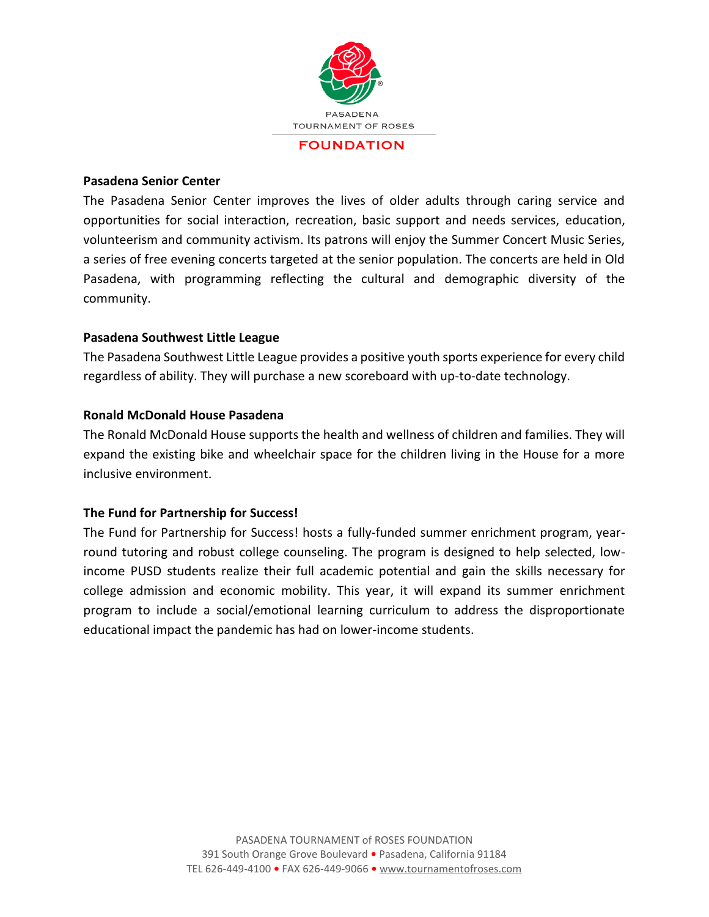PASADENA TOURNAMENT OF ROSES

FOUNDATION

**Pasadena Senior Center**

The Pasadena Senior Center improves the lives of older adults through caring service and opportunities for social interaction, recreation, basic support and needs services, education, volunteerism and community activism. Its patrons will enjoy the Summer Concert Music Series, a series of free evening concerts targeted at the senior population. The concerts are held in Old Pasadena, with programming reflecting the cultural and demographic diversity of the community.

**Pasadena Southwest Little League**

The Pasadena Southwest Little League provides a positive youth sports experience for every child regardless of ability. They will purchase a new scoreboard with up-to-date technology.

**Ronald McDonald House Pasadena**

The Ronald McDonald House supports the health and wellness of children and families. They will expand the existing bike and wheelchair space for the children living in the House for a more inclusive environment.

**The Fund for Partnership for Success!**

The Fund for Partnership for Success! hosts a fully-funded summer enrichment program, year-round tutoring and robust college counseling. The program is designed to help selected, low-income PUSD students realize their full academic potential and gain the skills necessary for college admission and economic mobility. This year, it will expand its summer enrichment program to include a social/emotional learning curriculum to address the disproportionate educational impact the pandemic has had on lower-income students.

PASADENA TOURNAMENT of ROSES FOUNDATION
391 South Orange Grove Boulevard • Pasadena, California 91184
TEL 626-449-4100 • FAX 626-449-9066 • www.tournamentofroses.com